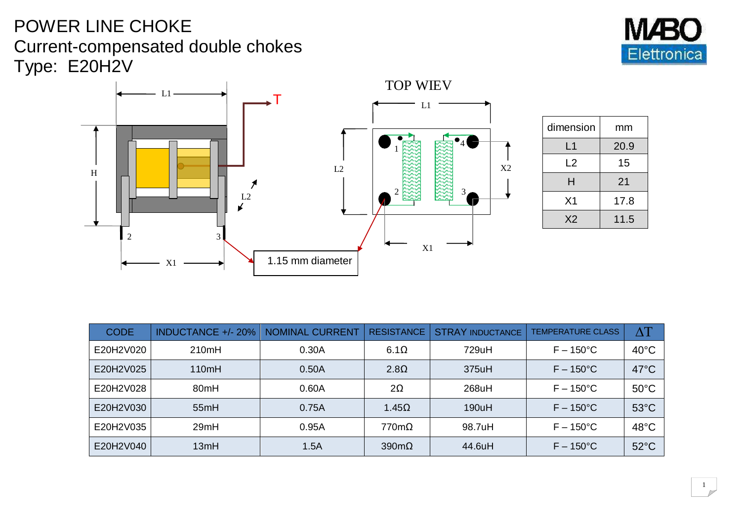# POWER LINE CHOKE

## Current-compensated double chokes

## Type: E20H2V

TOP WIEV

1.15 mm diameter

| dimension | mm |
|---|---|
| L1 | 20.9 |
| L2 | 15 |
| H | 21 |
| X1 | 17.8 |
| X2 | 11.5 |

| CODE | INDUCTANCE +/- 20% | NOMINAL CURRENT | RESISTANCE | STRAY INDUCTANCE | TEMPERATURE CLASS | ΔT |
|---|---|---|---|---|---|---|
| E20H2V020 | 210mH | 0.30A | 6.1Ω | 729uH | F – 150°C | 40°C |
| E20H2V025 | 110mH | 0.50A | 2.8Ω | 375uH | F – 150°C | 47°C |
| E20H2V028 | 80mH | 0.60A | 2Ω | 268uH | F – 150°C | 50°C |
| E20H2V030 | 55mH | 0.75A | 1.45Ω | 190uH | F – 150°C | 53°C |
| E20H2V035 | 29mH | 0.95A | 770mΩ | 98.7uH | F – 150°C | 48°C |
| E20H2V040 | 13mH | 1.5A | 390mΩ | 44.6uH | F – 150°C | 52°C |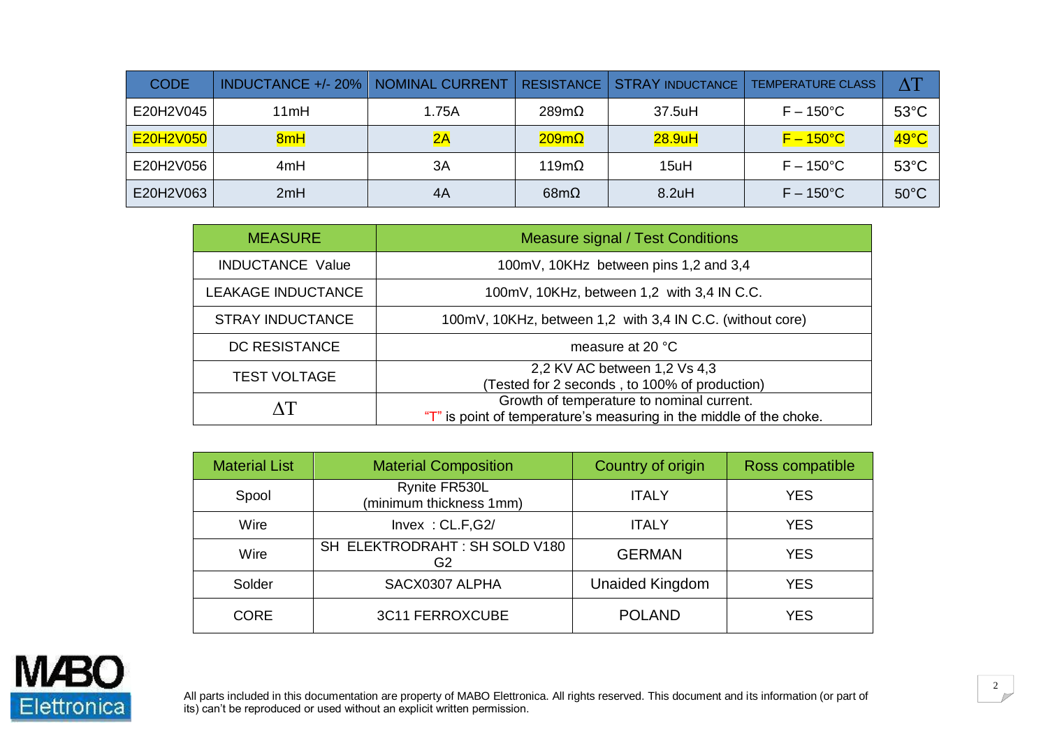| CODE | INDUCTANCE +/- 20% | NOMINAL CURRENT | RESISTANCE | STRAY INDUCTANCE | TEMPERATURE CLASS | ΔT |
|---|---|---|---|---|---|---|
| E20H2V045 | 11mH | 1.75A | 289mΩ | 37.5uH | F – 150°C | 53°C |
| E20H2V050 | 8mH | 2A | 209mΩ | 28.9uH | F – 150°C | 49°C |
| E20H2V056 | 4mH | 3A | 119mΩ | 15uH | F – 150°C | 53°C |
| E20H2V063 | 2mH | 4A | 68mΩ | 8.2uH | F – 150°C | 50°C |

| MEASURE | Measure signal / Test Conditions |
|---|---|
| INDUCTANCE Value | 100mV, 10KHz between pins 1,2 and 3,4 |
| LEAKAGE INDUCTANCE | 100mV, 10KHz, between 1,2 with 3,4 IN C.C. |
| STRAY INDUCTANCE | 100mV, 10KHz, between 1,2 with 3,4 IN C.C. (without core) |
| DC RESISTANCE | measure at 20 °C |
| TEST VOLTAGE | 2,2 KV AC between 1,2 Vs 4,3<br>(Tested for 2 seconds , to 100% of production) |
| ΔT | Growth of temperature to nominal current.<br>"T" is point of temperature's measuring in the middle of the choke. |

| Material List | Material Composition | Country of origin | Ross compatible |
|---|---|---|---|
| Spool | Rynite FR530L<br>(minimum thickness 1mm) | ITALY | YES |
| Wire | Invex : CL.F,G2/ | ITALY | YES |
| Wire | SH ELEKTRODRAHT : SH SOLD V180 G2 | GERMAN | YES |
| Solder | SACX0307 ALPHA | Unaided Kingdom | YES |
| CORE | 3C11 FERROXCUBE | POLAND | YES |

MABO Elettronica

All parts included in this documentation are property of MABO Elettronica. All rights reserved. This document and its information (or part of its) can't be reproduced or used without an explicit written permission.